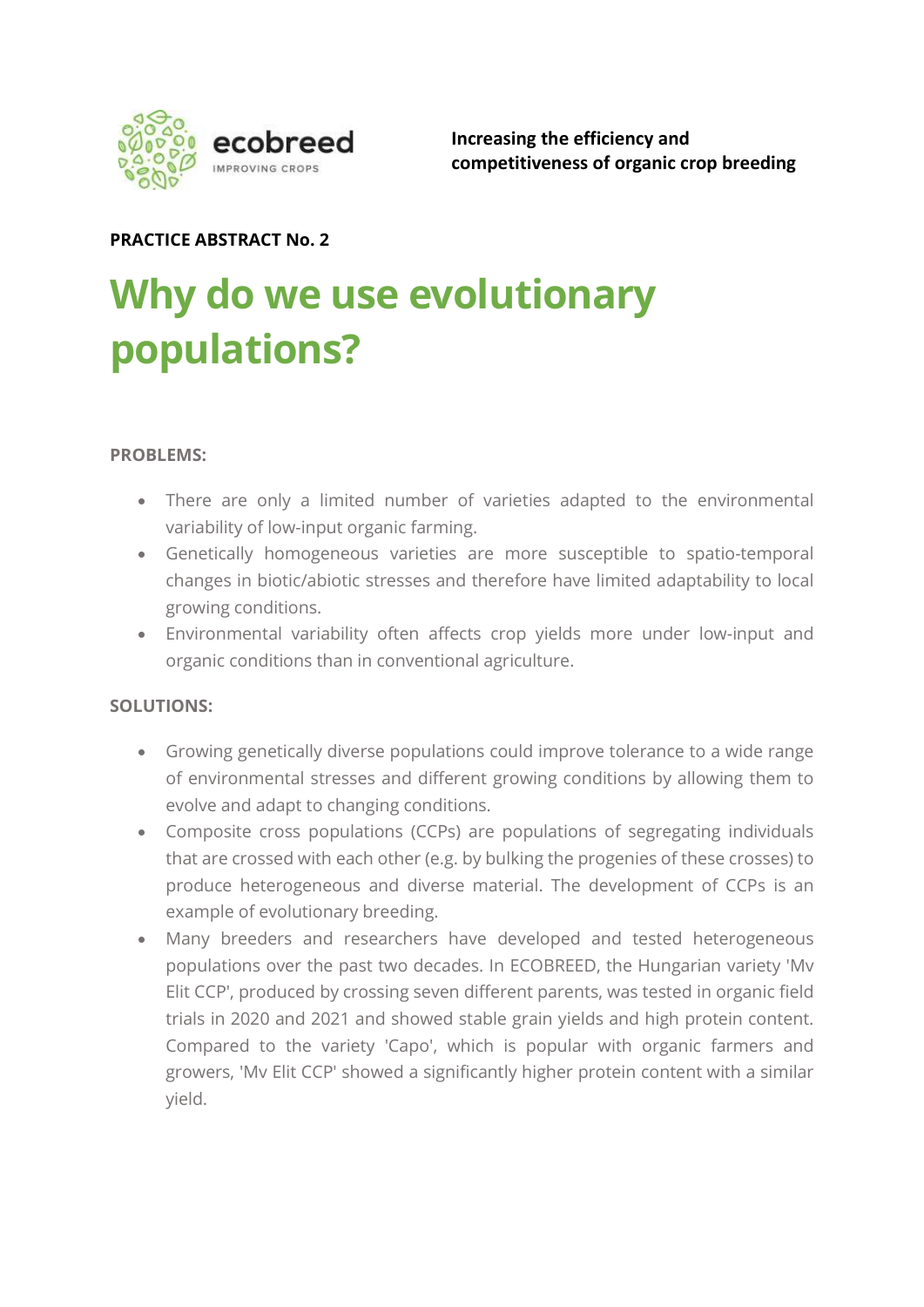ecobreed
IMPROVING CROPS

**Increasing the efficiency and competitiveness of organic crop breeding**

**PRACTICE ABSTRACT No. 2**

# Why do we use evolutionary populations?

**PROBLEMS:**

- There are only a limited number of varieties adapted to the environmental variability of low-input organic farming.
- Genetically homogeneous varieties are more susceptible to spatio-temporal changes in biotic/abiotic stresses and therefore have limited adaptability to local growing conditions.
- Environmental variability often affects crop yields more under low-input and organic conditions than in conventional agriculture.

**SOLUTIONS:**

- Growing genetically diverse populations could improve tolerance to a wide range of environmental stresses and different growing conditions by allowing them to evolve and adapt to changing conditions.
- Composite cross populations (CCPs) are populations of segregating individuals that are crossed with each other (e.g. by bulking the progenies of these crosses) to produce heterogeneous and diverse material. The development of CCPs is an example of evolutionary breeding.
- Many breeders and researchers have developed and tested heterogeneous populations over the past two decades. In ECOBREED, the Hungarian variety 'Mv Elit CCP', produced by crossing seven different parents, was tested in organic field trials in 2020 and 2021 and showed stable grain yields and high protein content. Compared to the variety 'Capo', which is popular with organic farmers and growers, 'Mv Elit CCP' showed a significantly higher protein content with a similar yield.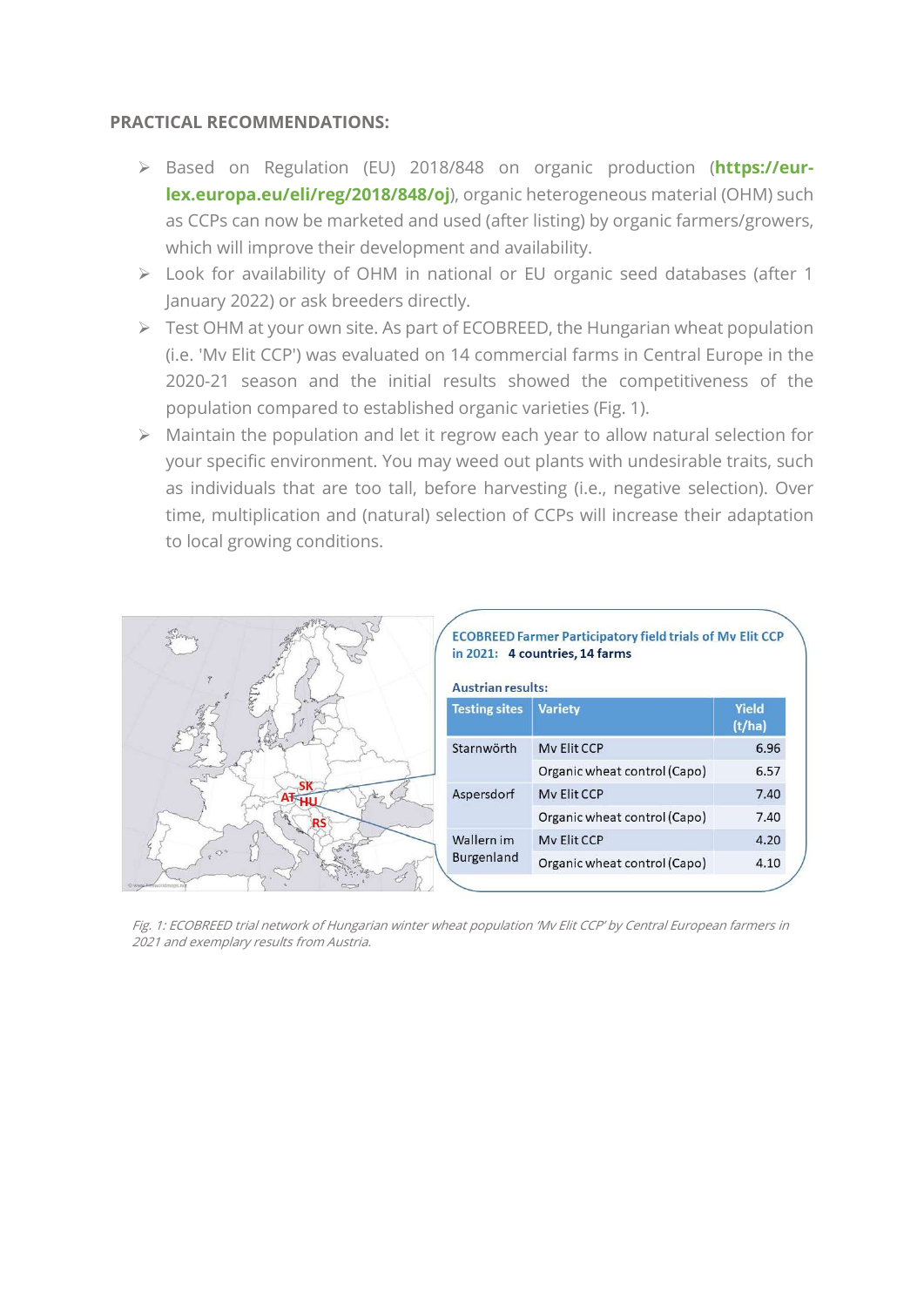**PRACTICAL RECOMMENDATIONS:**

- Based on Regulation (EU) 2018/848 on organic production (**https://eur-lex.europa.eu/eli/reg/2018/848/oj**), organic heterogeneous material (OHM) such as CCPs can now be marketed and used (after listing) by organic farmers/growers, which will improve their development and availability.
- Look for availability of OHM in national or EU organic seed databases (after 1 January 2022) or ask breeders directly.
- Test OHM at your own site. As part of ECOBREED, the Hungarian wheat population (i.e. 'Mv Elit CCP') was evaluated on 14 commercial farms in Central Europe in the 2020-21 season and the initial results showed the competitiveness of the population compared to established organic varieties (Fig. 1).
- Maintain the population and let it regrow each year to allow natural selection for your specific environment. You may weed out plants with undesirable traits, such as individuals that are too tall, before harvesting (i.e., negative selection). Over time, multiplication and (natural) selection of CCPs will increase their adaptation to local growing conditions.

**ECOBREED Farmer Participatory field trials of Mv Elit CCP in 2021: 4 countries, 14 farms**

**Austrian results:**

| Testing sites | Variety | Yield (t/ha) |
|---|---|---|
| Starnwörth | Mv Elit CCP | 6.96 |
| | Organic wheat control (Capo) | 6.57 |
| Aspersdorf | Mv Elit CCP | 7.40 |
| | Organic wheat control (Capo) | 7.40 |
| Wallern im Burgenland | Mv Elit CCP | 4.20 |
| | Organic wheat control (Capo) | 4.10 |

*Fig. 1: ECOBREED trial network of Hungarian winter wheat population 'Mv Elit CCP' by Central European farmers in 2021 and exemplary results from Austria.*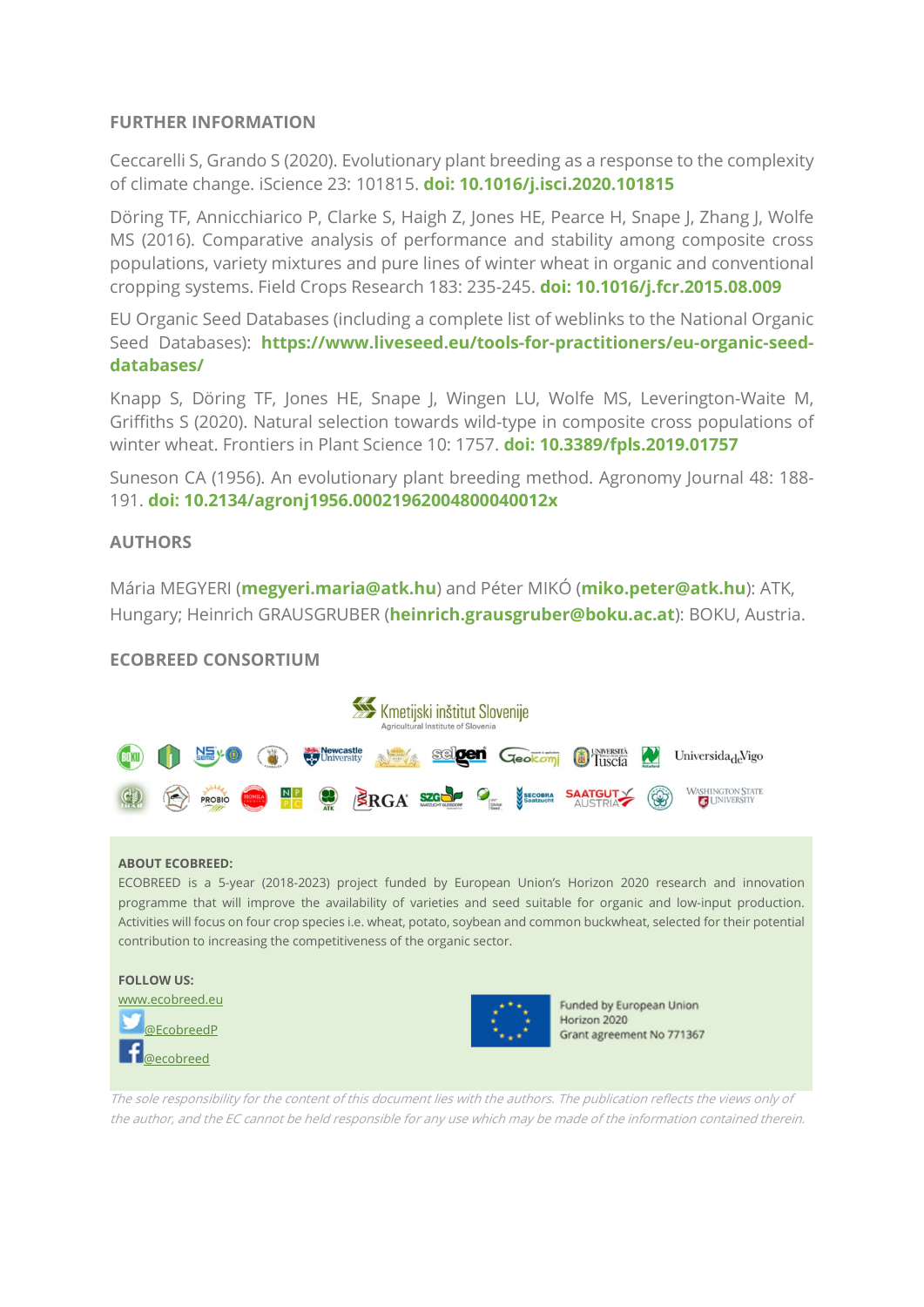## FURTHER INFORMATION

Ceccarelli S, Grando S (2020). Evolutionary plant breeding as a response to the complexity of climate change. iScience 23: 101815. **doi: 10.1016/j.isci.2020.101815**

Döring TF, Annicchiarico P, Clarke S, Haigh Z, Jones HE, Pearce H, Snape J, Zhang J, Wolfe MS (2016). Comparative analysis of performance and stability among composite cross populations, variety mixtures and pure lines of winter wheat in organic and conventional cropping systems. Field Crops Research 183: 235-245. **doi: 10.1016/j.fcr.2015.08.009**

EU Organic Seed Databases (including a complete list of weblinks to the National Organic Seed Databases): **https://www.liveseed.eu/tools-for-practitioners/eu-organic-seed-databases/**

Knapp S, Döring TF, Jones HE, Snape J, Wingen LU, Wolfe MS, Leverington-Waite M, Griffiths S (2020). Natural selection towards wild-type in composite cross populations of winter wheat. Frontiers in Plant Science 10: 1757. **doi: 10.3389/fpls.2019.01757**

Suneson CA (1956). An evolutionary plant breeding method. Agronomy Journal 48: 188-191. **doi: 10.2134/agronj1956.00021962004800040012x**

## AUTHORS

Mária MEGYERI (**megyeri.maria@atk.hu**) and Péter MIKÓ (**miko.peter@atk.hu**): ATK, Hungary; Heinrich GRAUSGRUBER (**heinrich.grausgruber@boku.ac.at**): BOKU, Austria.

## ECOBREED CONSORTIUM

Kmetijski inštitut Slovenije
Agricultural Institute of Slovenia

**ABOUT ECOBREED:**
ECOBREED is a 5-year (2018-2023) project funded by European Union's Horizon 2020 research and innovation programme that will improve the availability of varieties and seed suitable for organic and low-input production. Activities will focus on four crop species i.e. wheat, potato, soybean and common buckwheat, selected for their potential contribution to increasing the competitiveness of the organic sector.

**FOLLOW US:**
www.ecobreed.eu
@EcobreedP
@ecobreed

Funded by European Union
Horizon 2020
Grant agreement No 771367

*The sole responsibility for the content of this document lies with the authors. The publication reflects the views only of the author, and the EC cannot be held responsible for any use which may be made of the information contained therein.*